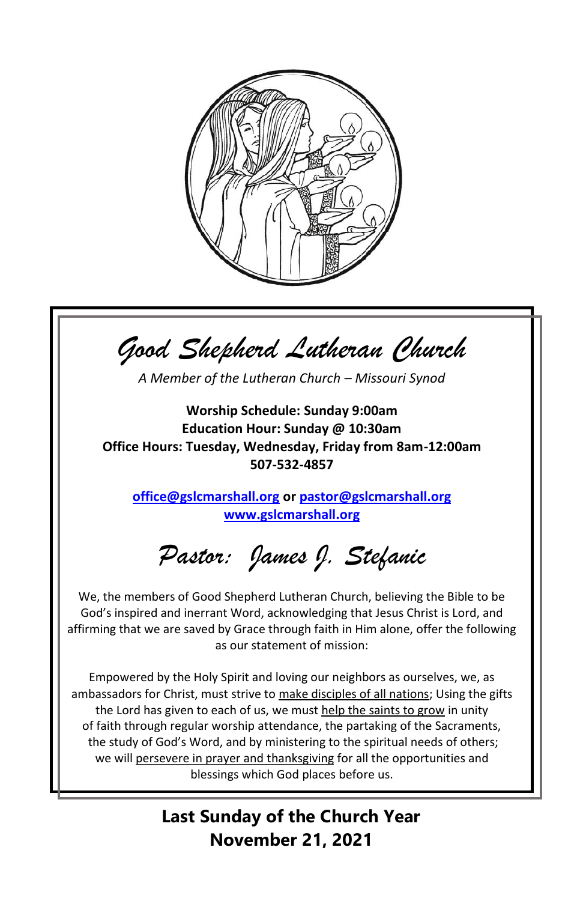# *Good Shepherd Lutheran Church*

*A Member of the Lutheran Church – Missouri Synod*

**Worship Schedule: Sunday 9:00am**
**Education Hour: Sunday @ 10:30am**
**Office Hours: Tuesday, Wednesday, Friday from 8am-12:00am**
**507-532-4857**

**office@gslcmarshall.org or pastor@gslcmarshall.org**
**www.gslcmarshall.org**

## *Pastor: James J. Stefanic*

We, the members of Good Shepherd Lutheran Church, believing the Bible to be God's inspired and inerrant Word, acknowledging that Jesus Christ is Lord, and affirming that we are saved by Grace through faith in Him alone, offer the following as our statement of mission:

Empowered by the Holy Spirit and loving our neighbors as ourselves, we, as ambassadors for Christ, must strive to make disciples of all nations; Using the gifts the Lord has given to each of us, we must help the saints to grow in unity of faith through regular worship attendance, the partaking of the Sacraments, the study of God's Word, and by ministering to the spiritual needs of others; we will persevere in prayer and thanksgiving for all the opportunities and blessings which God places before us.

## Last Sunday of the Church Year
## November 21, 2021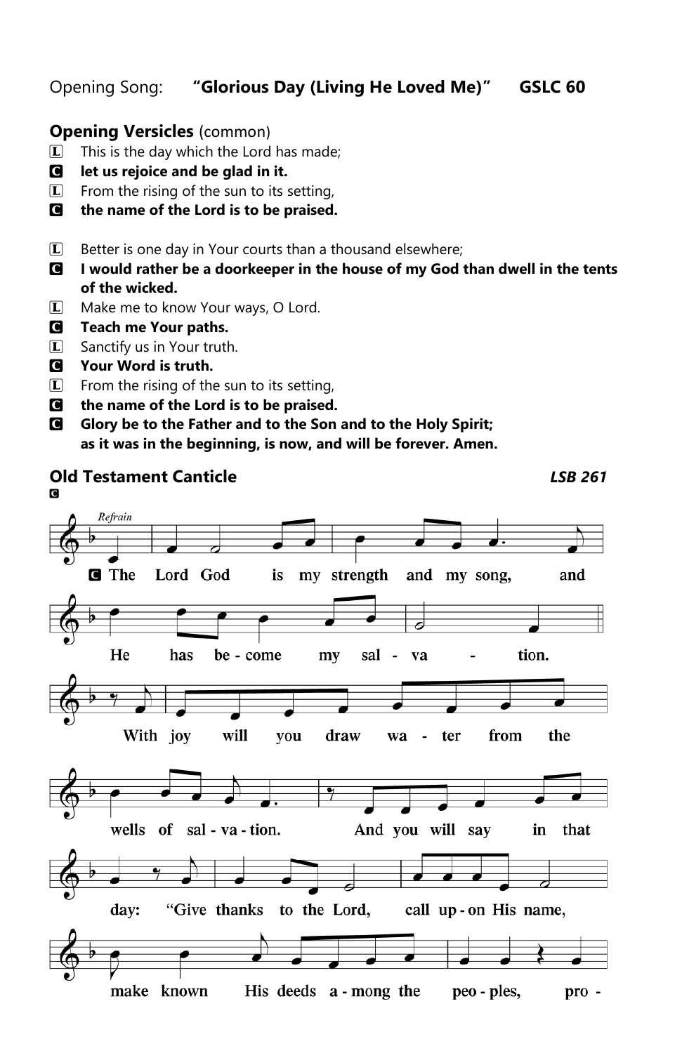Opening Song: **"Glorious Day (Living He Loved Me)"** **GSLC 60**

**Opening Versicles** (common)

L This is the day which the Lord has made;

C **let us rejoice and be glad in it.**

L From the rising of the sun to its setting,

C **the name of the Lord is to be praised.**

L Better is one day in Your courts than a thousand elsewhere;

C **I would rather be a doorkeeper in the house of my God than dwell in the tents of the wicked.**

L Make me to know Your ways, O Lord.

C **Teach me Your paths.**

L Sanctify us in Your truth.

C **Your Word is truth.**

L From the rising of the sun to its setting,

C **the name of the Lord is to be praised.**

C **Glory be to the Father and to the Son and to the Holy Spirit;
as it was in the beginning, is now, and will be forever. Amen.**

**Old Testament Canticle** ***LSB 261***

C

*Refrain*

C The Lord God is my strength and my song, and He has become my salvation.

With joy will you draw water from the wells of salvation. And you will say in that day: "Give thanks to the Lord, call upon His name, make known His deeds among the peoples, pro-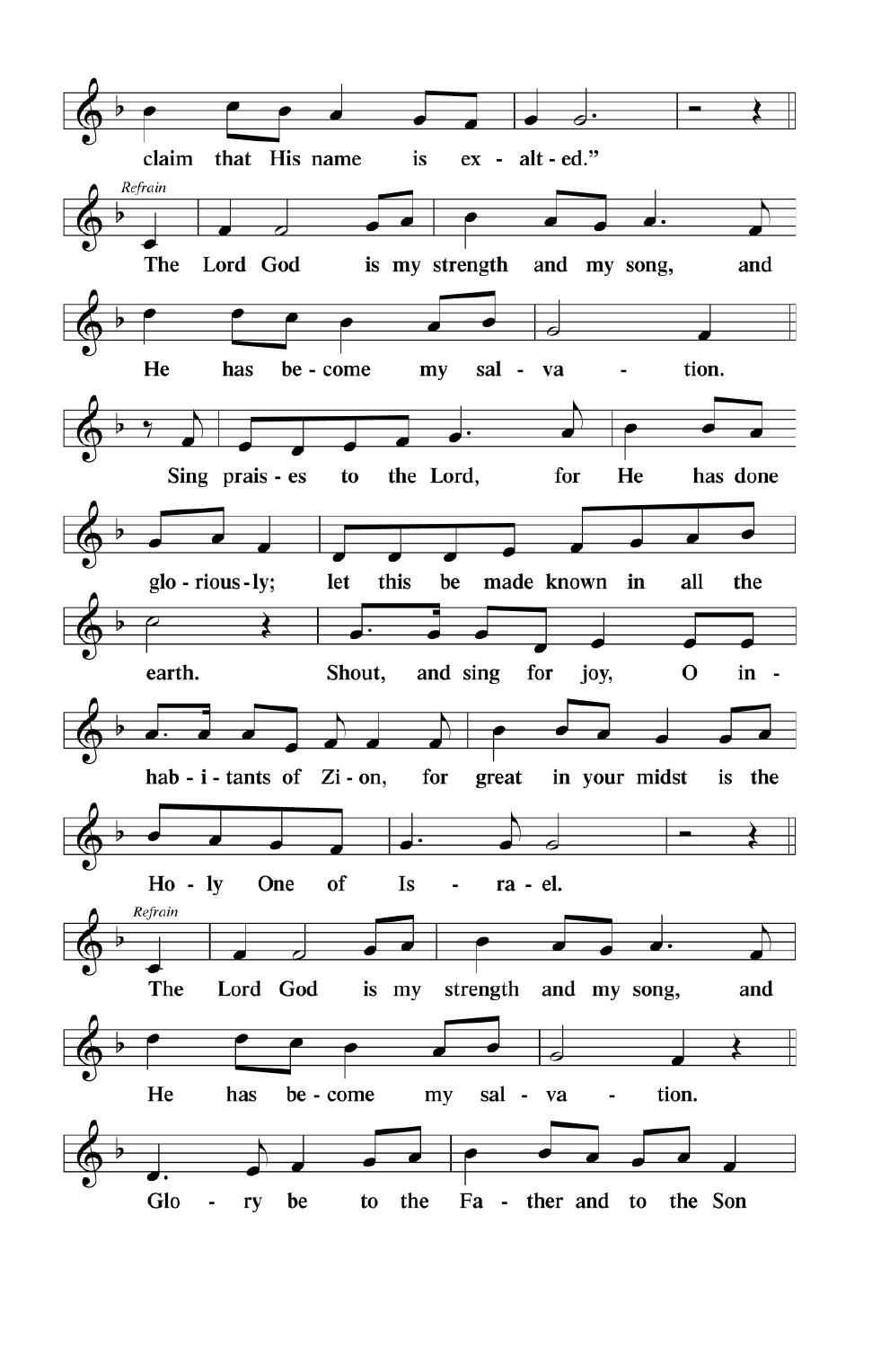claim that His name is ex - alt - ed."

*Refrain*

The Lord God is my strength and my song, and He has be - come my sal - va - tion.

Sing prais - es to the Lord, for He has done glo - rious - ly; let this be made known in all the earth. Shout, and sing for joy, O in - hab - i - tants of Zi - on, for great in your midst is the Ho - ly One of Is - ra - el.

*Refrain*

The Lord God is my strength and my song, and He has be - come my sal - va - tion.

Glo - ry be to the Fa - ther and to the Son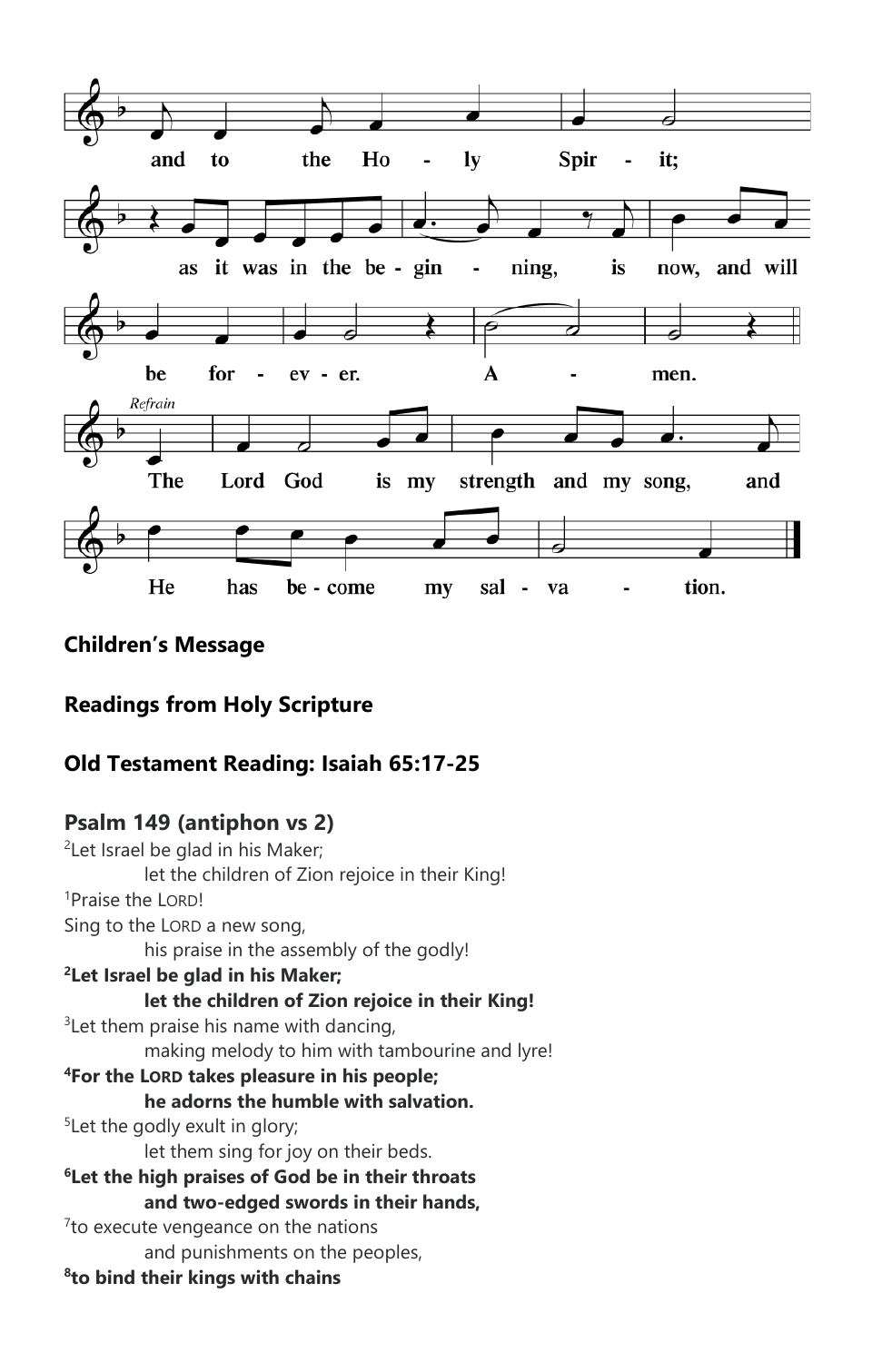and to the Ho - ly Spir - it;

as it was in the be - gin - ning, is now, and will

be for - ev - er. A - men.

*Refrain*

The Lord God is my strength and my song, and

He has be - come my sal - va - tion.

**Children's Message**

**Readings from Holy Scripture**

**Old Testament Reading: Isaiah 65:17-25**

**Psalm 149 (antiphon vs 2)**

[2]Let Israel be glad in his Maker;
let the children of Zion rejoice in their King!

[1]Praise the LORD!
Sing to the LORD a new song,
his praise in the assembly of the godly!

**[2]Let Israel be glad in his Maker;**
**let the children of Zion rejoice in their King!**

[3]Let them praise his name with dancing,
making melody to him with tambourine and lyre!

**[4]For the LORD takes pleasure in his people;**
**he adorns the humble with salvation.**

[5]Let the godly exult in glory;
let them sing for joy on their beds.

**[6]Let the high praises of God be in their throats**
**and two-edged swords in their hands,**

[7]to execute vengeance on the nations
and punishments on the peoples,

**[8]to bind their kings with chains**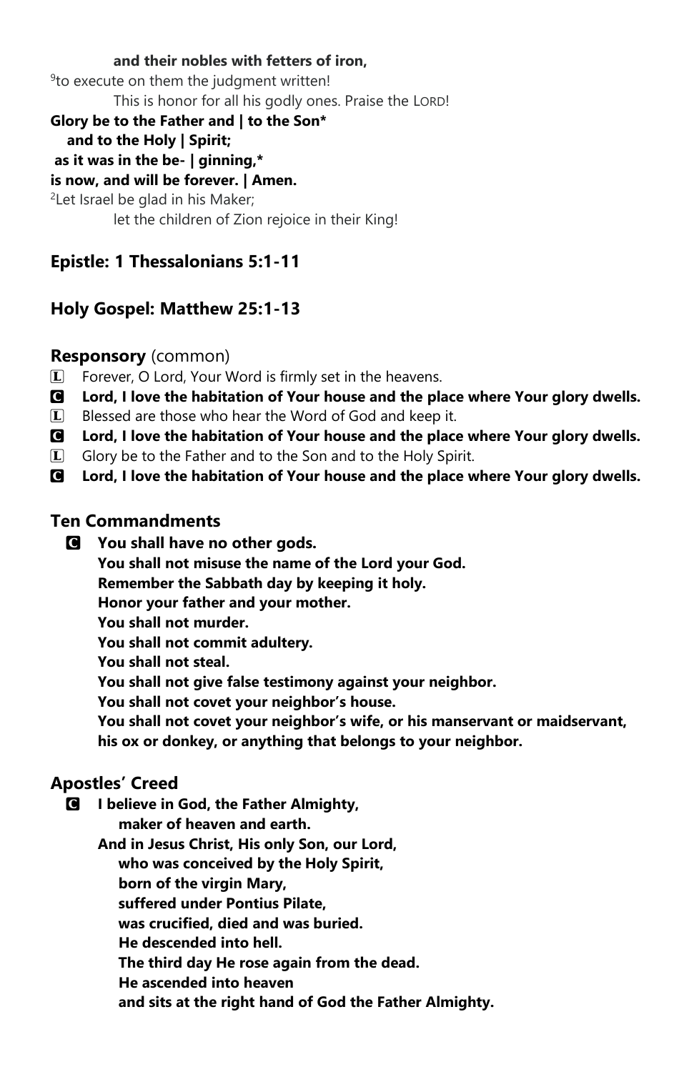**and their nobles with fetters of iron,**

[9]to execute on them the judgment written!

This is honor for all his godly ones. Praise the LORD!

**Glory be to the Father and | to the Son***
**and to the Holy | Spirit;**
**as it was in the be- | ginning,***
**is now, and will be forever. | Amen.**

[2]Let Israel be glad in his Maker;

let the children of Zion rejoice in their King!

## Epistle: 1 Thessalonians 5:1-11

## Holy Gospel: Matthew 25:1-13

### Responsory (common)

L Forever, O Lord, Your Word is firmly set in the heavens.

C **Lord, I love the habitation of Your house and the place where Your glory dwells.**

L Blessed are those who hear the Word of God and keep it.

C **Lord, I love the habitation of Your house and the place where Your glory dwells.**

L Glory be to the Father and to the Son and to the Holy Spirit.

C **Lord, I love the habitation of Your house and the place where Your glory dwells.**

### Ten Commandments

C **You shall have no other gods.**
**You shall not misuse the name of the Lord your God.**
**Remember the Sabbath day by keeping it holy.**
**Honor your father and your mother.**
**You shall not murder.**
**You shall not commit adultery.**
**You shall not steal.**
**You shall not give false testimony against your neighbor.**
**You shall not covet your neighbor's house.**
**You shall not covet your neighbor's wife, or his manservant or maidservant, his ox or donkey, or anything that belongs to your neighbor.**

### Apostles' Creed

C **I believe in God, the Father Almighty,**
**maker of heaven and earth.**
**And in Jesus Christ, His only Son, our Lord,**
**who was conceived by the Holy Spirit,**
**born of the virgin Mary,**
**suffered under Pontius Pilate,**
**was crucified, died and was buried.**
**He descended into hell.**
**The third day He rose again from the dead.**
**He ascended into heaven**
**and sits at the right hand of God the Father Almighty.**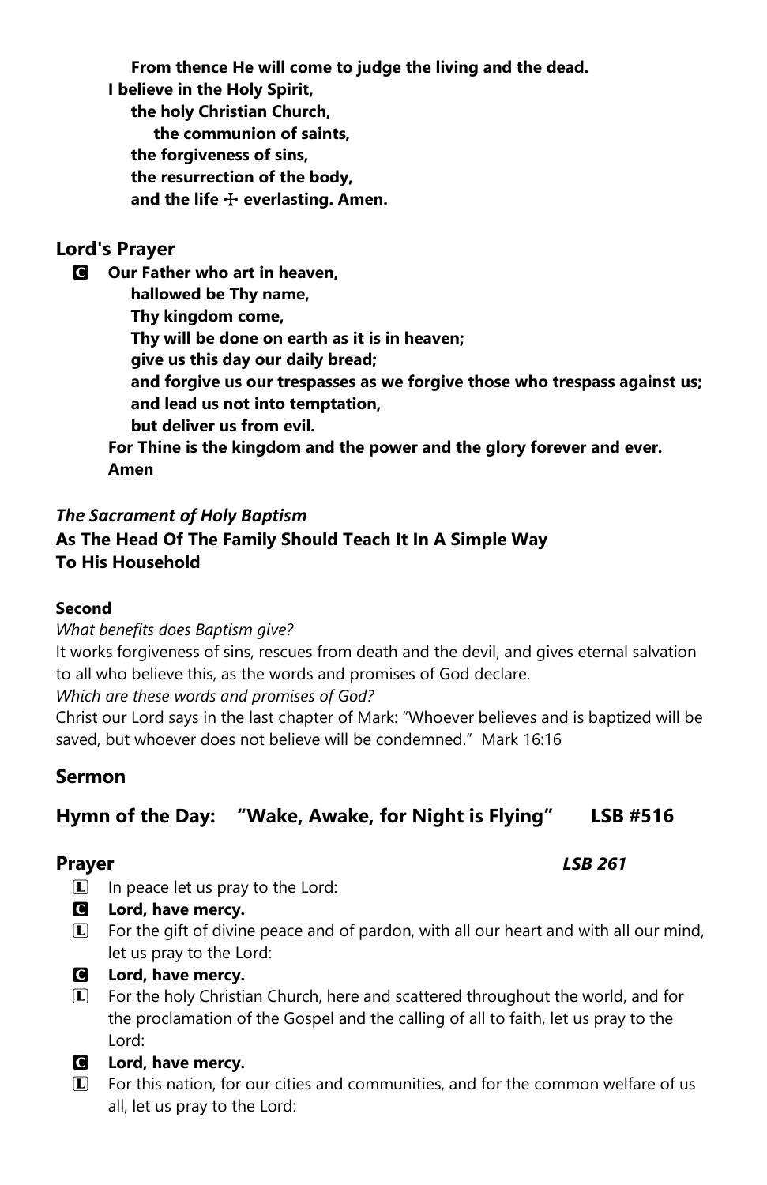**From thence He will come to judge the living and the dead.**
**I believe in the Holy Spirit,**
**the holy Christian Church,**
**the communion of saints,**
**the forgiveness of sins,**
**the resurrection of the body,**
**and the life ☩ everlasting. Amen.**

## Lord's Prayer

**C** **Our Father who art in heaven,**
**hallowed be Thy name,**
**Thy kingdom come,**
**Thy will be done on earth as it is in heaven;**
**give us this day our daily bread;**
**and forgive us our trespasses as we forgive those who trespass against us;**
**and lead us not into temptation,**
**but deliver us from evil.**
**For Thine is the kingdom and the power and the glory forever and ever.**
**Amen**

***The Sacrament of Holy Baptism***
**As The Head Of The Family Should Teach It In A Simple Way**
**To His Household**

**Second**

*What benefits does Baptism give?*

It works forgiveness of sins, rescues from death and the devil, and gives eternal salvation to all who believe this, as the words and promises of God declare.

*Which are these words and promises of God?*

Christ our Lord says in the last chapter of Mark: "Whoever believes and is baptized will be saved, but whoever does not believe will be condemned." Mark 16:16

## Sermon

## Hymn of the Day: "Wake, Awake, for Night is Flying" LSB #516

## Prayer *LSB 261*

**L** In peace let us pray to the Lord:

**C** **Lord, have mercy.**

**L** For the gift of divine peace and of pardon, with all our heart and with all our mind, let us pray to the Lord:

**C** **Lord, have mercy.**

**L** For the holy Christian Church, here and scattered throughout the world, and for the proclamation of the Gospel and the calling of all to faith, let us pray to the Lord:

**C** **Lord, have mercy.**

**L** For this nation, for our cities and communities, and for the common welfare of us all, let us pray to the Lord: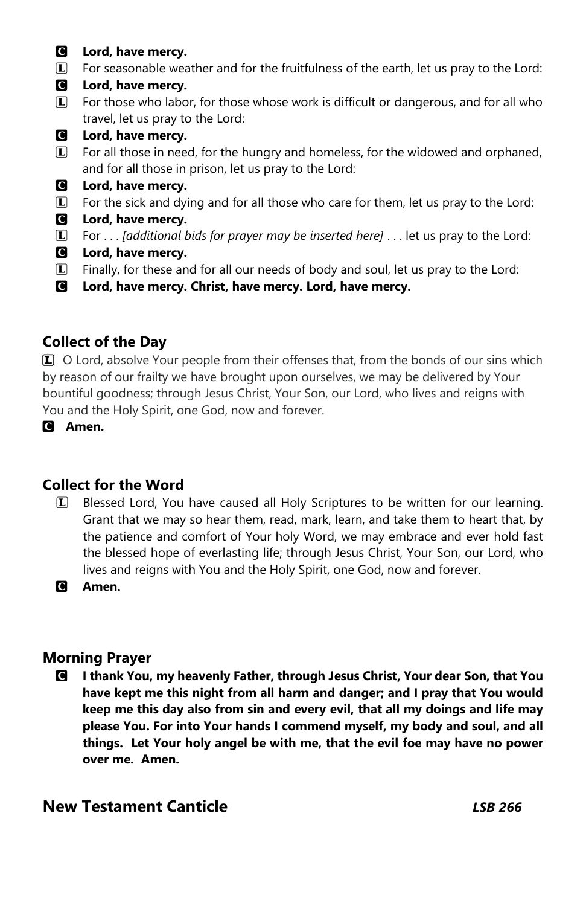**C Lord, have mercy.**

L For seasonable weather and for the fruitfulness of the earth, let us pray to the Lord:

**C Lord, have mercy.**

L For those who labor, for those whose work is difficult or dangerous, and for all who travel, let us pray to the Lord:

**C Lord, have mercy.**

L For all those in need, for the hungry and homeless, for the widowed and orphaned, and for all those in prison, let us pray to the Lord:

**C Lord, have mercy.**

L For the sick and dying and for all those who care for them, let us pray to the Lord:

**C Lord, have mercy.**

L For . . . *[additional bids for prayer may be inserted here]* . . . let us pray to the Lord:

**C Lord, have mercy.**

L Finally, for these and for all our needs of body and soul, let us pray to the Lord:

**C Lord, have mercy. Christ, have mercy. Lord, have mercy.**

### Collect of the Day

L O Lord, absolve Your people from their offenses that, from the bonds of our sins which by reason of our frailty we have brought upon ourselves, we may be delivered by Your bountiful goodness; through Jesus Christ, Your Son, our Lord, who lives and reigns with You and the Holy Spirit, one God, now and forever.

**C Amen.**

### Collect for the Word

L Blessed Lord, You have caused all Holy Scriptures to be written for our learning. Grant that we may so hear them, read, mark, learn, and take them to heart that, by the patience and comfort of Your holy Word, we may embrace and ever hold fast the blessed hope of everlasting life; through Jesus Christ, Your Son, our Lord, who lives and reigns with You and the Holy Spirit, one God, now and forever.

**C Amen.**

### Morning Prayer

**C I thank You, my heavenly Father, through Jesus Christ, Your dear Son, that You have kept me this night from all harm and danger; and I pray that You would keep me this day also from sin and every evil, that all my doings and life may please You. For into Your hands I commend myself, my body and soul, and all things. Let Your holy angel be with me, that the evil foe may have no power over me. Amen.**

## New Testament Canticle *LSB 266*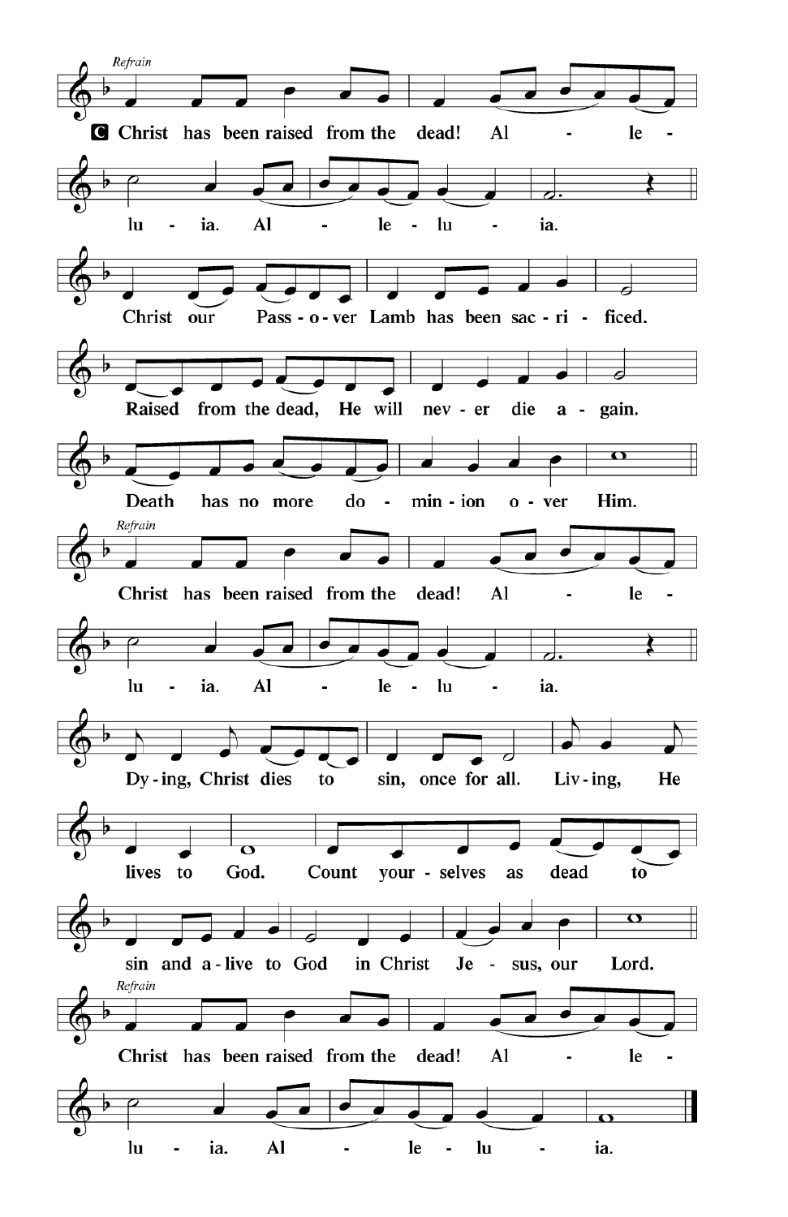*Refrain*

**C** Christ has been raised from the dead! Al - le - lu - ia. Al - le - lu - ia.

Christ our Pass - o - ver Lamb has been sac - ri - ficed.

Raised from the dead, He will nev - er die a - gain.

Death has no more do - min - ion o - ver Him.

*Refrain*

Christ has been raised from the dead! Al - le - lu - ia. Al - le - lu - ia.

Dy - ing, Christ dies to sin, once for all. Liv - ing, He lives to God. Count your - selves as dead to sin and a - live to God in Christ Je - sus, our Lord.

*Refrain*

Christ has been raised from the dead! Al - le - lu - ia. Al - le - lu - ia.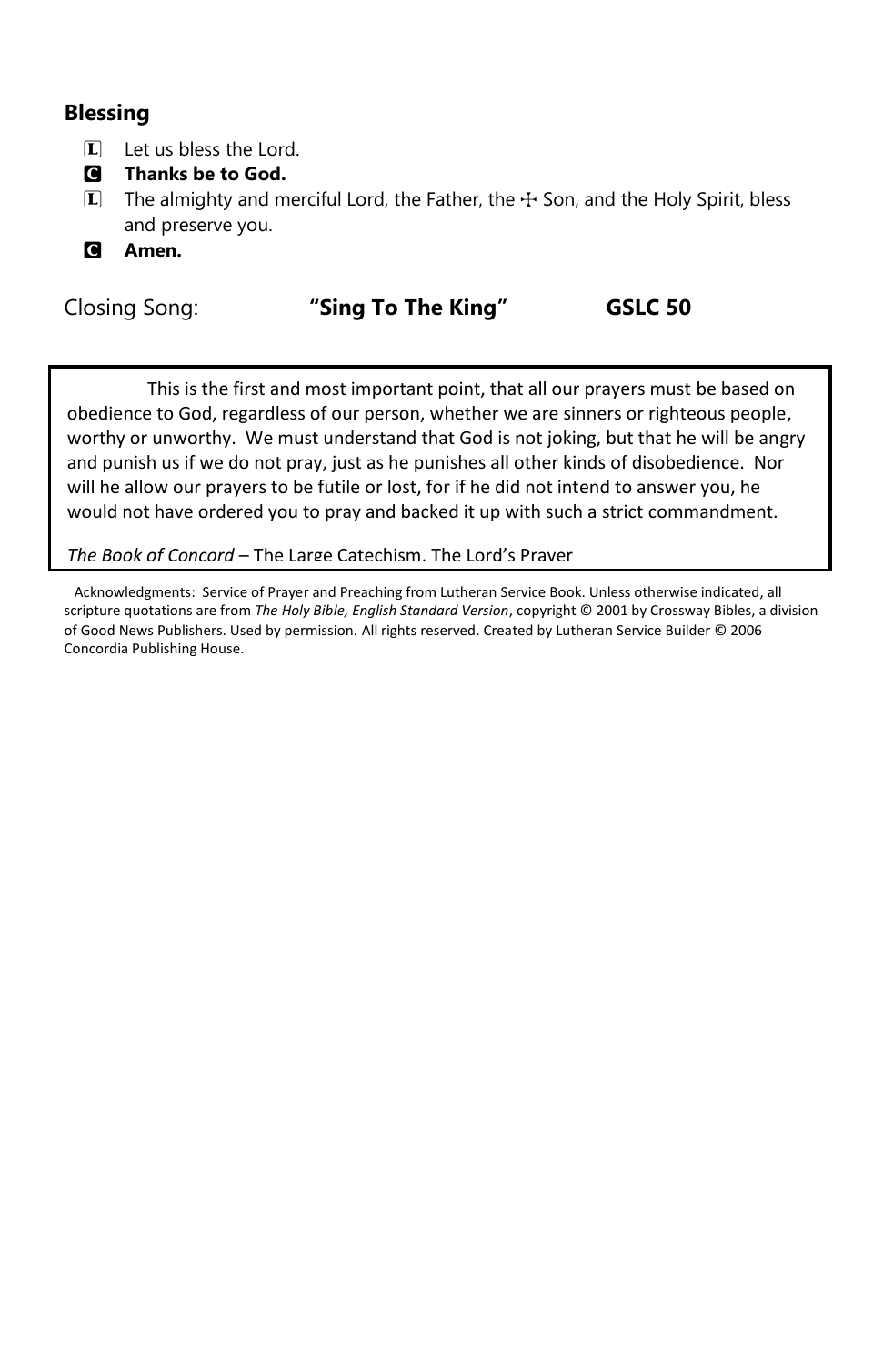## Blessing

L Let us bless the Lord.

C **Thanks be to God.**

L The almighty and merciful Lord, the Father, the ☩ Son, and the Holy Spirit, bless and preserve you.

C **Amen.**

Closing Song: **"Sing To The King"** **GSLC 50**

This is the first and most important point, that all our prayers must be based on obedience to God, regardless of our person, whether we are sinners or righteous people, worthy or unworthy. We must understand that God is not joking, but that he will be angry and punish us if we do not pray, just as he punishes all other kinds of disobedience. Nor will he allow our prayers to be futile or lost, for if he did not intend to answer you, he would not have ordered you to pray and backed it up with such a strict commandment.

*The Book of Concord* – The Large Catechism. The Lord's Prayer

Acknowledgments: Service of Prayer and Preaching from Lutheran Service Book. Unless otherwise indicated, all scripture quotations are from *The Holy Bible, English Standard Version*, copyright © 2001 by Crossway Bibles, a division of Good News Publishers. Used by permission. All rights reserved. Created by Lutheran Service Builder © 2006 Concordia Publishing House.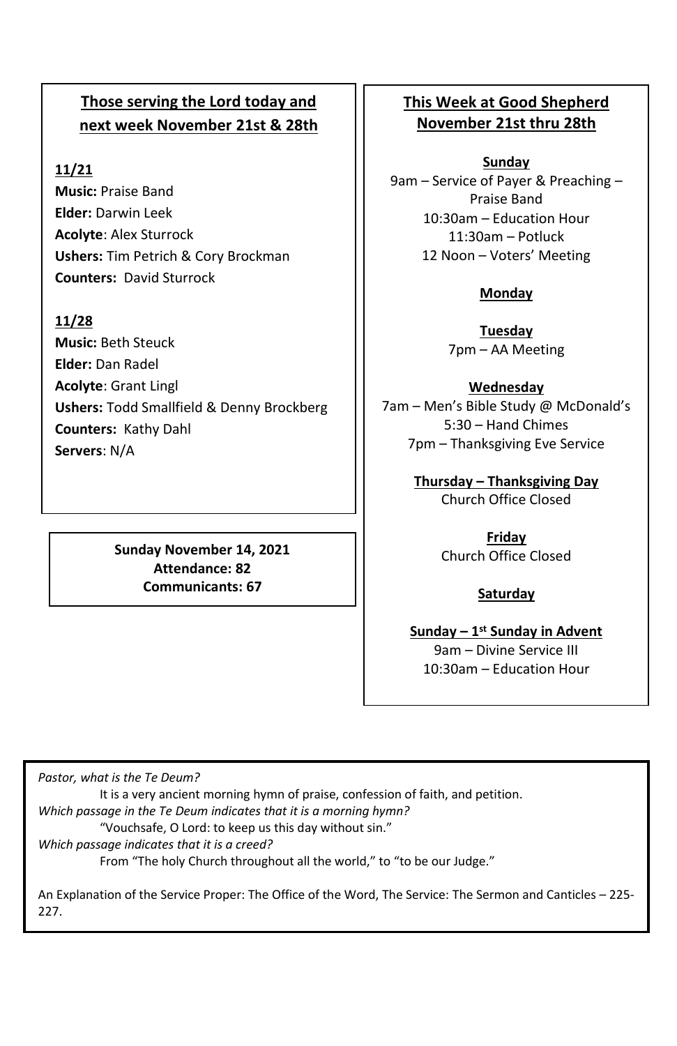## Those serving the Lord today and next week November 21st & 28th

**11/21**

**Music:** Praise Band
**Elder:** Darwin Leek
**Acolyte**: Alex Sturrock
**Ushers:** Tim Petrich & Cory Brockman
**Counters:** David Sturrock

**11/28**

**Music:** Beth Steuck
**Elder:** Dan Radel
**Acolyte**: Grant Lingl
**Ushers:** Todd Smallfield & Denny Brockberg
**Counters:** Kathy Dahl
**Servers**: N/A

**Sunday November 14, 2021**
**Attendance: 82**
**Communicants: 67**

## This Week at Good Shepherd November 21st thru 28th

**Sunday**
9am – Service of Payer & Preaching – Praise Band
10:30am – Education Hour
11:30am – Potluck
12 Noon – Voters' Meeting

**Monday**

**Tuesday**
7pm – AA Meeting

**Wednesday**
7am – Men's Bible Study @ McDonald's
5:30 – Hand Chimes
7pm – Thanksgiving Eve Service

**Thursday – Thanksgiving Day**
Church Office Closed

**Friday**
Church Office Closed

**Saturday**

**Sunday – 1st Sunday in Advent**
9am – Divine Service III
10:30am – Education Hour

*Pastor, what is the Te Deum?*

It is a very ancient morning hymn of praise, confession of faith, and petition.

*Which passage in the Te Deum indicates that it is a morning hymn?*

"Vouchsafe, O Lord: to keep us this day without sin."

*Which passage indicates that it is a creed?*

From "The holy Church throughout all the world," to "to be our Judge."

An Explanation of the Service Proper: The Office of the Word, The Service: The Sermon and Canticles – 225-227.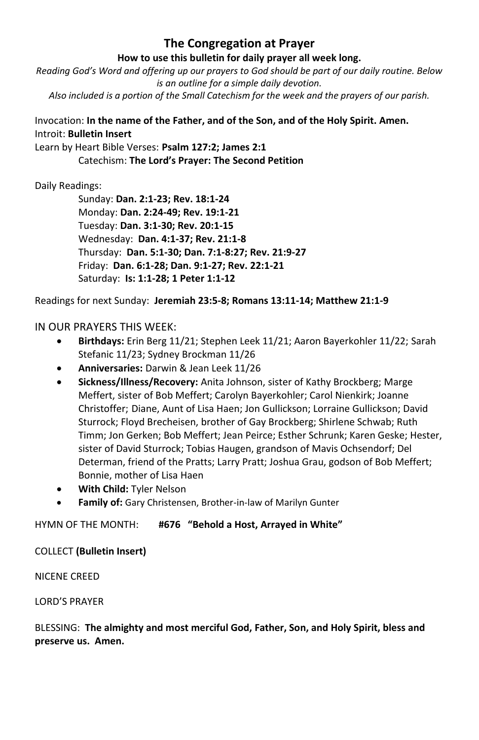# The Congregation at Prayer

**How to use this bulletin for daily prayer all week long.**

*Reading God's Word and offering up our prayers to God should be part of our daily routine. Below is an outline for a simple daily devotion.*

*Also included is a portion of the Small Catechism for the week and the prayers of our parish.*

Invocation: **In the name of the Father, and of the Son, and of the Holy Spirit. Amen.**
Introit: **Bulletin Insert**
Learn by Heart Bible Verses: **Psalm 127:2; James 2:1**
Catechism: **The Lord's Prayer: The Second Petition**

Daily Readings:

Sunday: **Dan. 2:1-23; Rev. 18:1-24**
Monday: **Dan. 2:24-49; Rev. 19:1-21**
Tuesday: **Dan. 3:1-30; Rev. 20:1-15**
Wednesday: **Dan. 4:1-37; Rev. 21:1-8**
Thursday: **Dan. 5:1-30; Dan. 7:1-8:27; Rev. 21:9-27**
Friday: **Dan. 6:1-28; Dan. 9:1-27; Rev. 22:1-21**
Saturday: **Is: 1:1-28; 1 Peter 1:1-12**

Readings for next Sunday: **Jeremiah 23:5-8; Romans 13:11-14; Matthew 21:1-9**

IN OUR PRAYERS THIS WEEK:

- **Birthdays:** Erin Berg 11/21; Stephen Leek 11/21; Aaron Bayerkohler 11/22; Sarah Stefanic 11/23; Sydney Brockman 11/26
- **Anniversaries:** Darwin & Jean Leek 11/26
- **Sickness/Illness/Recovery:** Anita Johnson, sister of Kathy Brockberg; Marge Meffert, sister of Bob Meffert; Carolyn Bayerkohler; Carol Nienkirk; Joanne Christoffer; Diane, Aunt of Lisa Haen; Jon Gullickson; Lorraine Gullickson; David Sturrock; Floyd Brecheisen, brother of Gay Brockberg; Shirlene Schwab; Ruth Timm; Jon Gerken; Bob Meffert; Jean Peirce; Esther Schrunk; Karen Geske; Hester, sister of David Sturrock; Tobias Haugen, grandson of Mavis Ochsendorf; Del Determan, friend of the Pratts; Larry Pratt; Joshua Grau, godson of Bob Meffert; Bonnie, mother of Lisa Haen
- **With Child:** Tyler Nelson
- **Family of:** Gary Christensen, Brother-in-law of Marilyn Gunter

HYMN OF THE MONTH: **#676 "Behold a Host, Arrayed in White"**

COLLECT **(Bulletin Insert)**

NICENE CREED

LORD'S PRAYER

BLESSING: **The almighty and most merciful God, Father, Son, and Holy Spirit, bless and preserve us. Amen.**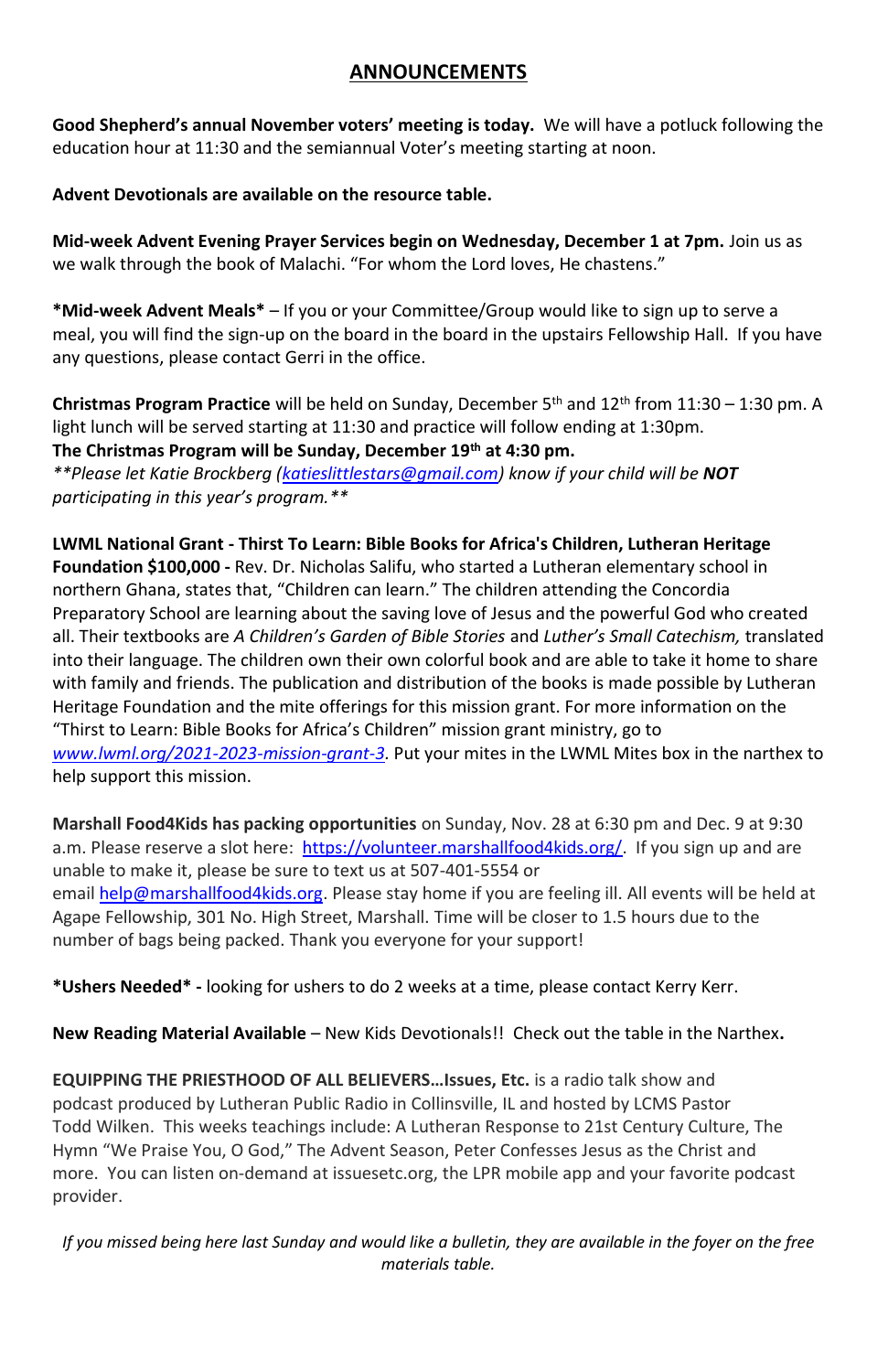## ANNOUNCEMENTS

**Good Shepherd's annual November voters' meeting is today.** We will have a potluck following the education hour at 11:30 and the semiannual Voter's meeting starting at noon.

**Advent Devotionals are available on the resource table.**

**Mid-week Advent Evening Prayer Services begin on Wednesday, December 1 at 7pm.** Join us as we walk through the book of Malachi. "For whom the Lord loves, He chastens."

***Mid-week Advent Meals*** – If you or your Committee/Group would like to sign up to serve a meal, you will find the sign-up on the board in the board in the upstairs Fellowship Hall. If you have any questions, please contact Gerri in the office.

**Christmas Program Practice** will be held on Sunday, December 5th and 12th from 11:30 – 1:30 pm. A light lunch will be served starting at 11:30 and practice will follow ending at 1:30pm.
**The Christmas Program will be Sunday, December 19th at 4:30 pm.**
*\*\*Please let Katie Brockberg (katieslittlestars@gmail.com) know if your child will be **NOT** participating in this year's program.\*\**

**LWML National Grant - Thirst To Learn: Bible Books for Africa's Children, Lutheran Heritage Foundation $100,000 -** Rev. Dr. Nicholas Salifu, who started a Lutheran elementary school in northern Ghana, states that, "Children can learn." The children attending the Concordia Preparatory School are learning about the saving love of Jesus and the powerful God who created all. Their textbooks are *A Children's Garden of Bible Stories* and *Luther's Small Catechism,* translated into their language. The children own their own colorful book and are able to take it home to share with family and friends. The publication and distribution of the books is made possible by Lutheran Heritage Foundation and the mite offerings for this mission grant. For more information on the "Thirst to Learn: Bible Books for Africa's Children" mission grant ministry, go to *www.lwml.org/2021-2023-mission-grant-3*. Put your mites in the LWML Mites box in the narthex to help support this mission.

**Marshall Food4Kids has packing opportunities** on Sunday, Nov. 28 at 6:30 pm and Dec. 9 at 9:30 a.m. Please reserve a slot here: https://volunteer.marshallfood4kids.org/. If you sign up and are unable to make it, please be sure to text us at 507-401-5554 or email help@marshallfood4kids.org. Please stay home if you are feeling ill. All events will be held at Agape Fellowship, 301 No. High Street, Marshall. Time will be closer to 1.5 hours due to the number of bags being packed. Thank you everyone for your support!

***Ushers Needed* -** looking for ushers to do 2 weeks at a time, please contact Kerry Kerr.

**New Reading Material Available** – New Kids Devotionals!! Check out the table in the Narthex**.**

**EQUIPPING THE PRIESTHOOD OF ALL BELIEVERS…Issues, Etc.** is a radio talk show and podcast produced by Lutheran Public Radio in Collinsville, IL and hosted by LCMS Pastor Todd Wilken. This weeks teachings include: A Lutheran Response to 21st Century Culture, The Hymn "We Praise You, O God," The Advent Season, Peter Confesses Jesus as the Christ and more. You can listen on-demand at issuesetc.org, the LPR mobile app and your favorite podcast provider.

*If you missed being here last Sunday and would like a bulletin, they are available in the foyer on the free materials table.*